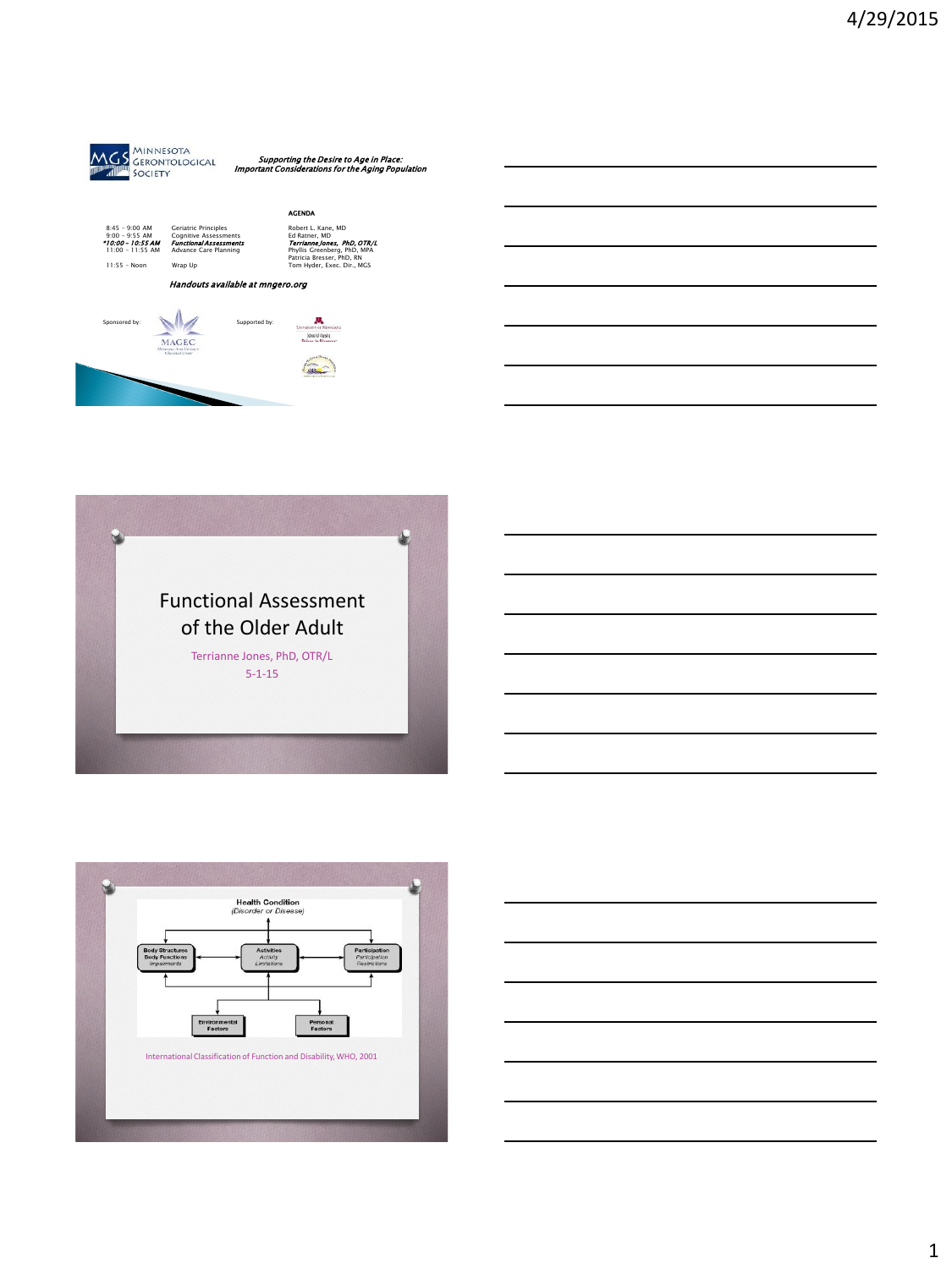**MGS** Minnesota Gerontological Society

***Supporting the Desire to Age in Place: Important Considerations for the Aging Population***

**AGENDA**

| Time | Topic | Speaker |
|---|---|---|
| 8:45 – 9:00 AM | Geriatric Principles | Robert L. Kane, MD |
| 9:00 – 9:55 AM | Cognitive Assessments | Ed Ratner, MD |
| ***10:00 – 10:55 AM** | ***Functional Assessments*** | ***Terrianne Jones, PhD, OTR/L*** |
| 11:00 – 11:55 AM | Advance Care Planning | Phyllis Greenberg, PhD, MPA<br>Patricia Bresser, PhD, RN |
| 11:55 – Noon | Wrap Up | Tom Hyder, Exec. Dir., MGS |

***Handouts available at mngero.org***

Sponsored by: MAGEC

Supported by: University of Minnesota School of Nursing

---

# Functional Assessment of the Older Adult

Terrianne Jones, PhD, OTR/L

5-1-15

---

**Health Condition** *(Disorder or Disease)*

- **Body Structures / Body Functions** — *Impairments*
- **Activities** — *Activity Limitations*
- **Participation** — *Participation Restrictions*
- **Environmental Factors**
- **Personal Factors**

International Classification of Function and Disability, WHO, 2001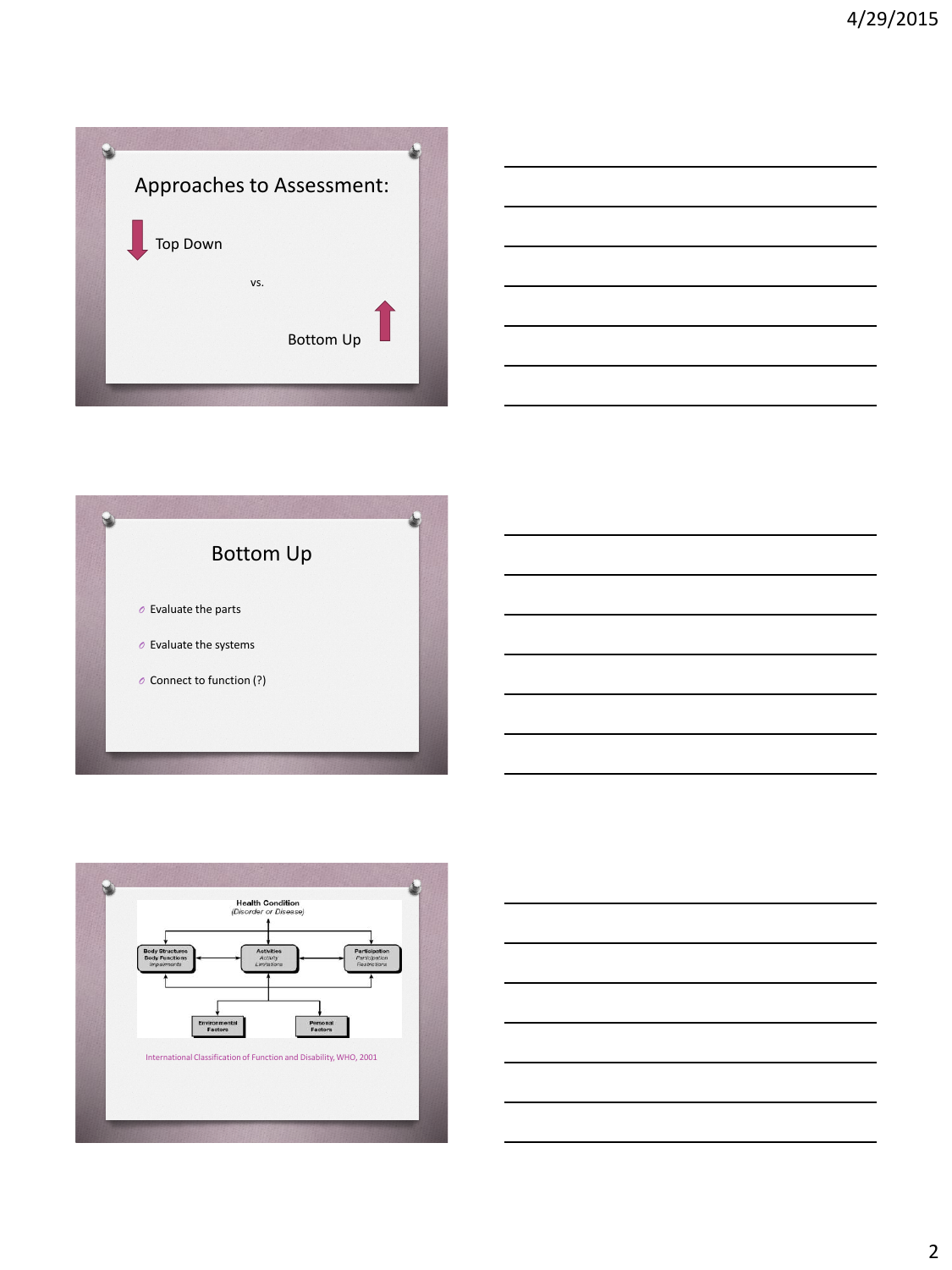## Approaches to Assessment:

Top Down

vs.

Bottom Up

## Bottom Up

- Evaluate the parts
- Evaluate the systems
- Connect to function (?)

Health Condition
(Disorder or Disease)

Body Structures
Body Functions
Impairments

Activities
Activity
Limitations

Participation
Participation
Restrictions

Environmental
Factors

Personal
Factors

International Classification of Function and Disability, WHO, 2001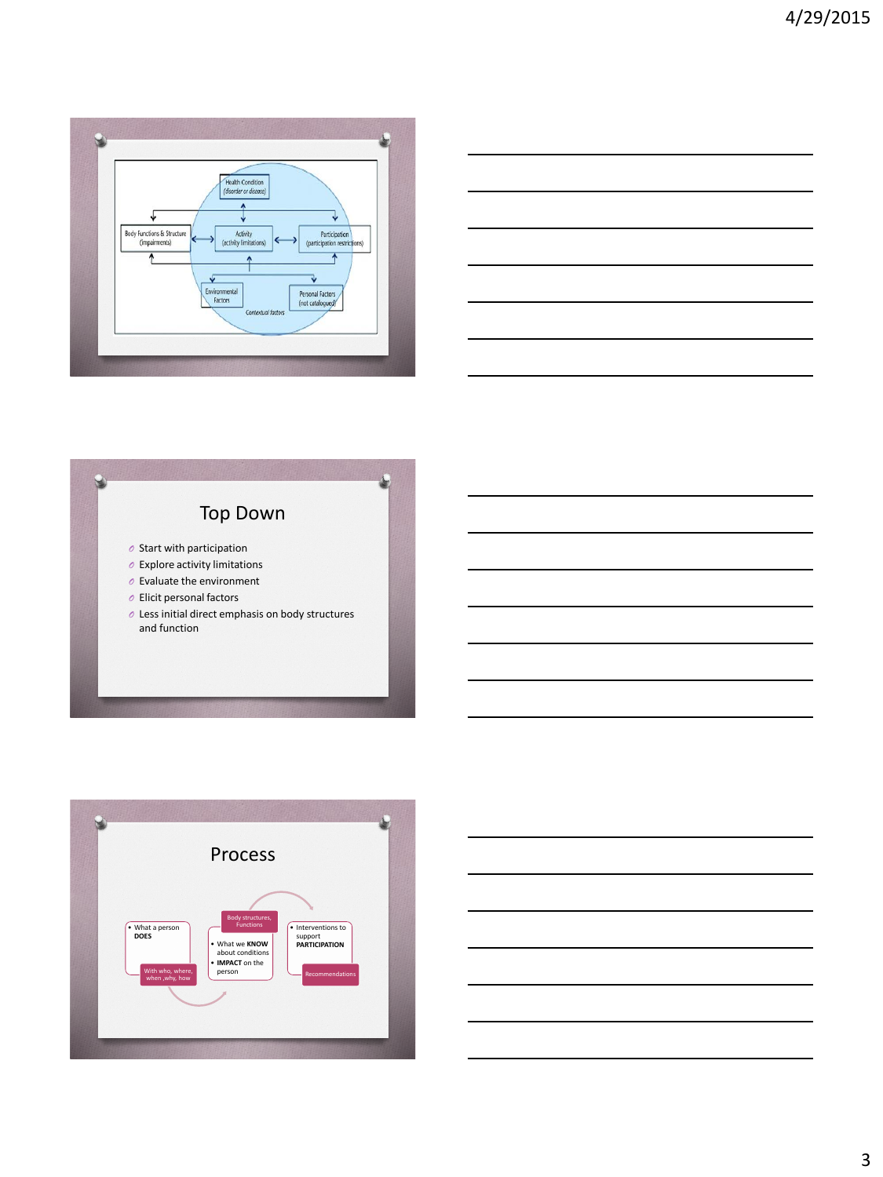Health Condition (disorder or disease)

Body Functions & Structure (impairments) ⟷ Activity (activity limitations) ⟷ Participation (participation restrictions)

Environmental Factors — Personal Factors (not catalogued)

Contextual factors

## Top Down

- Start with participation
- Explore activity limitations
- Evaluate the environment
- Elicit personal factors
- Less initial direct emphasis on body structures and function

## Process

- What a person **DOES**

With who, where, when ,why, how

Body structures, Functions

- What we **KNOW** about conditions
- **IMPACT** on the person

- Interventions to support **PARTICIPATION**

Recommendations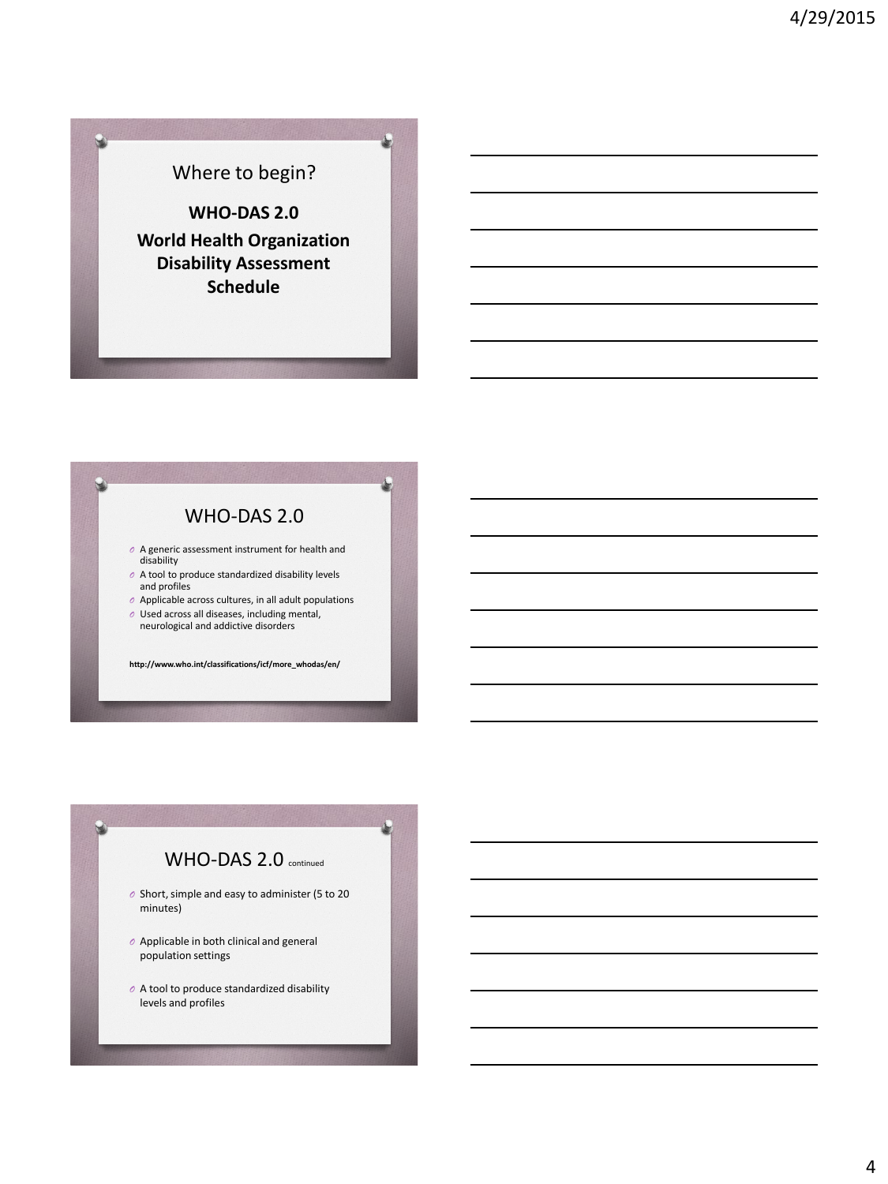## Where to begin?

**WHO-DAS 2.0**

**World Health Organization Disability Assessment Schedule**

## WHO-DAS 2.0

- A generic assessment instrument for health and disability
- A tool to produce standardized disability levels and profiles
- Applicable across cultures, in all adult populations
- Used across all diseases, including mental, neurological and addictive disorders

**http://www.who.int/classifications/icf/more_whodas/en/**

## WHO-DAS 2.0 continued

- Short, simple and easy to administer (5 to 20 minutes)
- Applicable in both clinical and general population settings
- A tool to produce standardized disability levels and profiles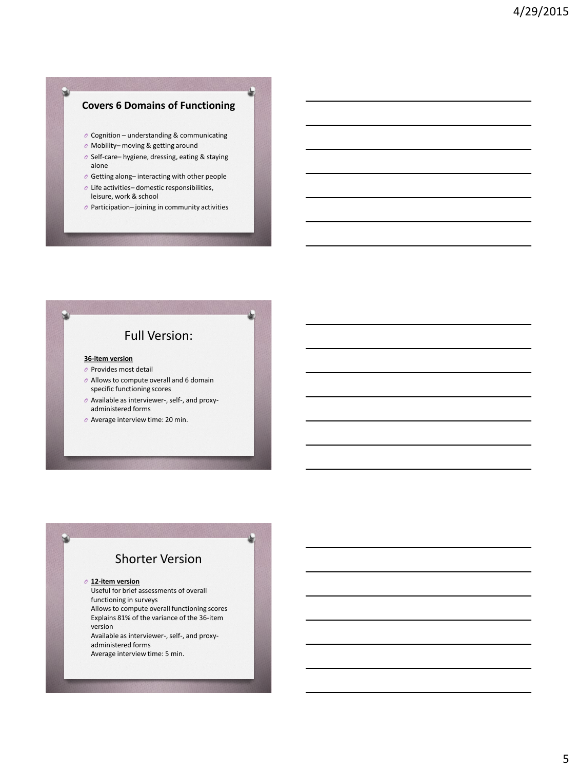## Covers 6 Domains of Functioning

- Cognition – understanding & communicating
- Mobility– moving & getting around
- Self-care– hygiene, dressing, eating & staying alone
- Getting along– interacting with other people
- Life activities– domestic responsibilities, leisure, work & school
- Participation– joining in community activities

## Full Version:

**36-item version**

- Provides most detail
- Allows to compute overall and 6 domain specific functioning scores
- Available as interviewer-, self-, and proxy-administered forms
- Average interview time: 20 min.

## Shorter Version

- **12-item version**
  Useful for brief assessments of overall functioning in surveys
  Allows to compute overall functioning scores
  Explains 81% of the variance of the 36-item version
  Available as interviewer-, self-, and proxy-administered forms
  Average interview time: 5 min.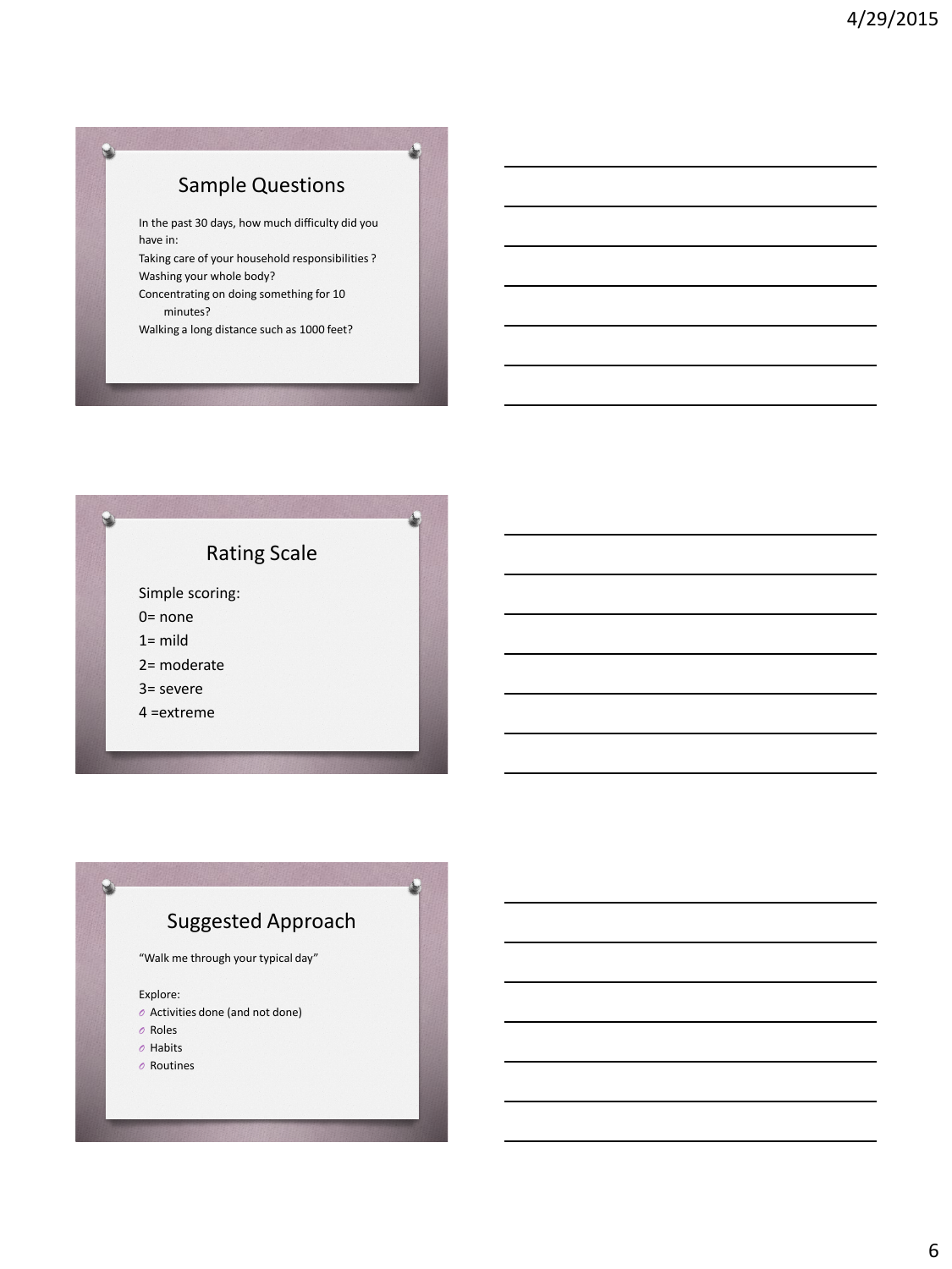## Sample Questions

In the past 30 days, how much difficulty did you have in:

Taking care of your household responsibilities ?

Washing your whole body?

Concentrating on doing something for 10 minutes?

Walking a long distance such as 1000 feet?

## Rating Scale

Simple scoring:

0= none

1= mild

2= moderate

3= severe

4 =extreme

## Suggested Approach

"Walk me through your typical day"

Explore:

- Activities done (and not done)
- Roles
- Habits
- Routines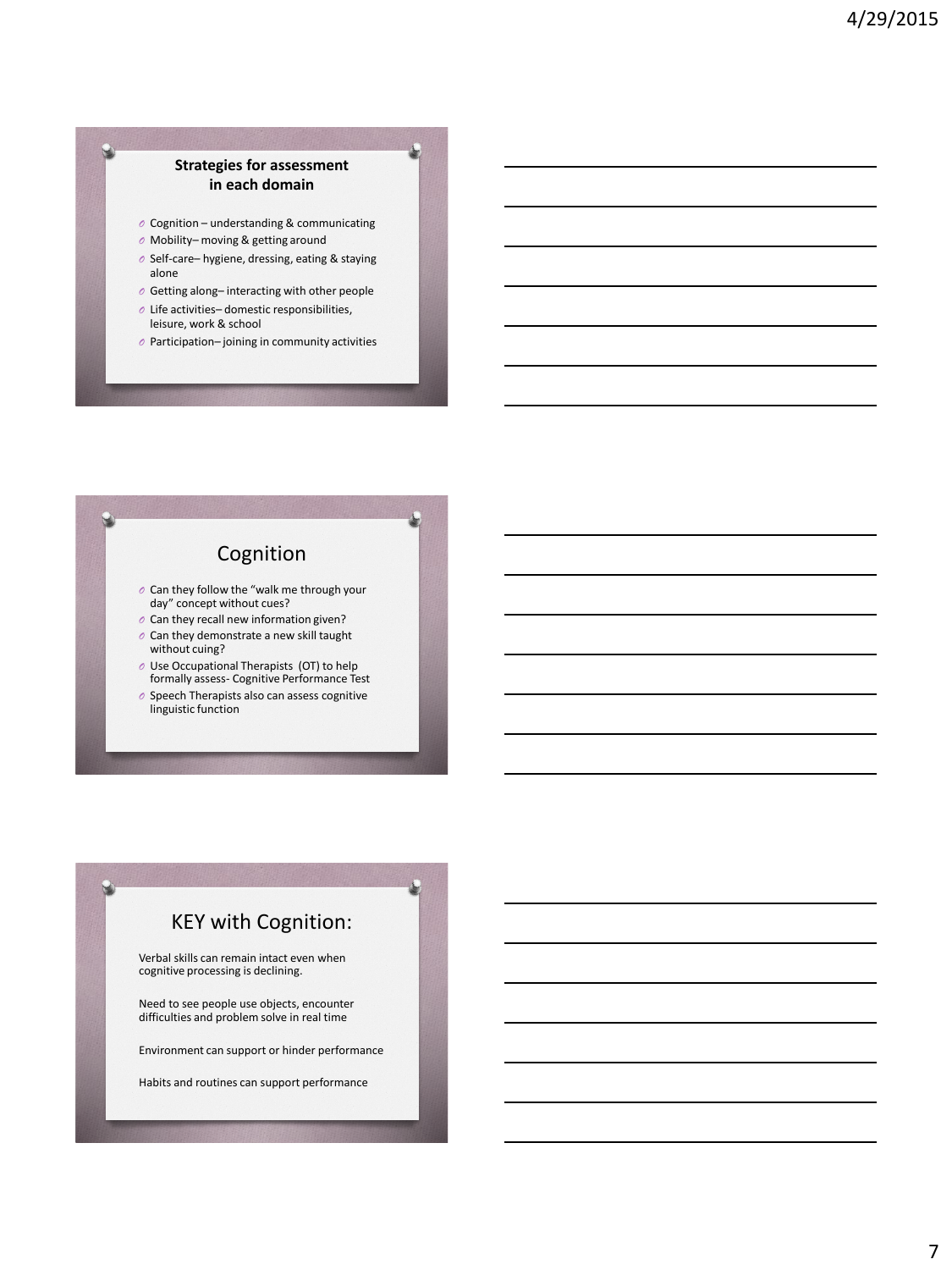## Strategies for assessment in each domain

- Cognition – understanding & communicating
- Mobility– moving & getting around
- Self-care– hygiene, dressing, eating & staying alone
- Getting along– interacting with other people
- Life activities– domestic responsibilities, leisure, work & school
- Participation– joining in community activities

## Cognition

- Can they follow the "walk me through your day" concept without cues?
- Can they recall new information given?
- Can they demonstrate a new skill taught without cuing?
- Use Occupational Therapists (OT) to help formally assess- Cognitive Performance Test
- Speech Therapists also can assess cognitive linguistic function

## KEY with Cognition:

Verbal skills can remain intact even when cognitive processing is declining.

Need to see people use objects, encounter difficulties and problem solve in real time

Environment can support or hinder performance

Habits and routines can support performance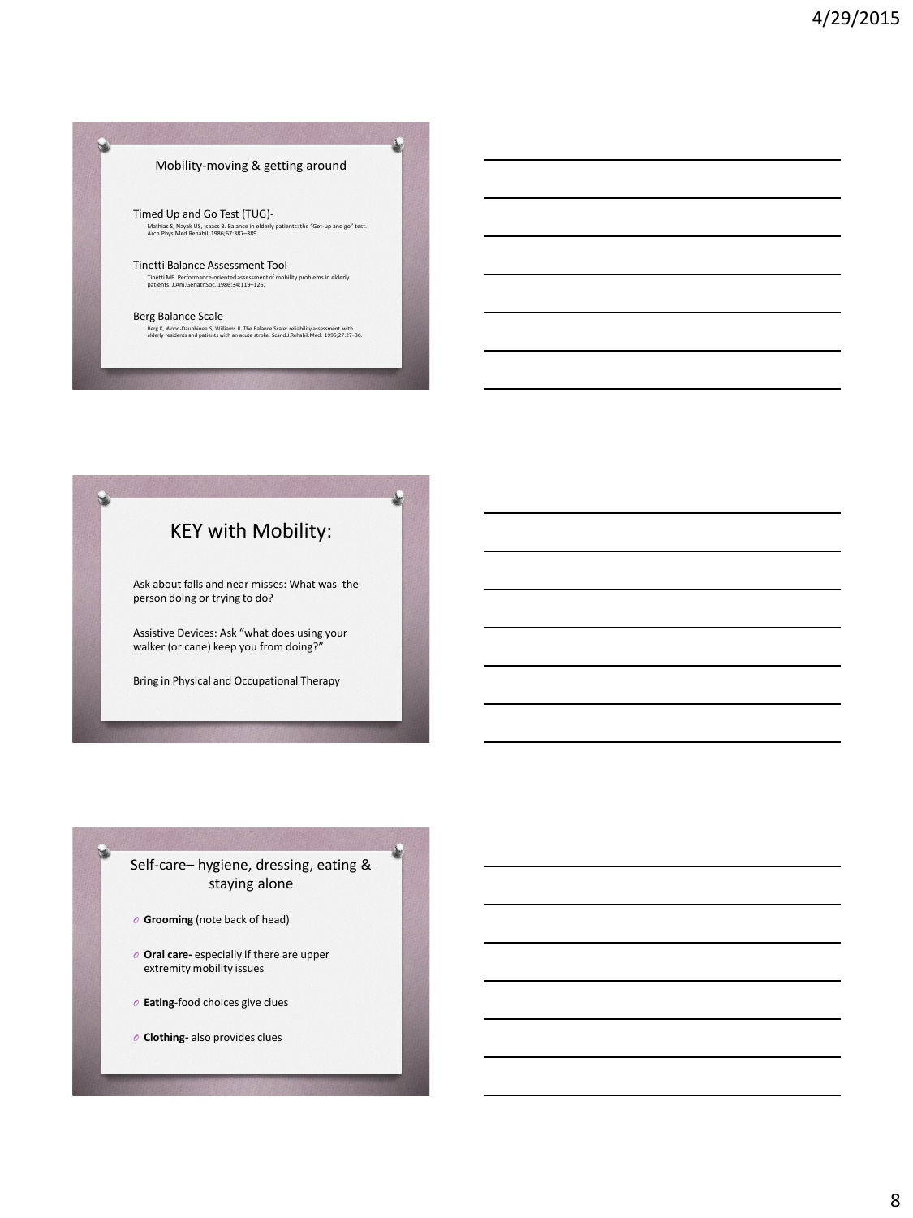## Mobility-moving & getting around

Timed Up and Go Test (TUG)-

Mathias S, Nayak US, Isaacs B. Balance in elderly patients: the "Get-up and go" test. Arch.Phys.Med.Rehabil. 1986;67:387–389

Tinetti Balance Assessment Tool

Tinetti ME. Performance-oriented assessment of mobility problems in elderly patients. J.Am.Geriatr.Soc. 1986;34:119–126.

Berg Balance Scale

Berg K, Wood-Dauphinee S, Williams JI. The Balance Scale: reliability assessment with elderly residents and patients with an acute stroke. Scand.J.Rehabil.Med. 1995;27:27–36.

## KEY with Mobility:

Ask about falls and near misses: What was the person doing or trying to do?

Assistive Devices: Ask "what does using your walker (or cane) keep you from doing?"

Bring in Physical and Occupational Therapy

## Self-care– hygiene, dressing, eating & staying alone

- **Grooming** (note back of head)
- **Oral care-** especially if there are upper extremity mobility issues
- **Eating**-food choices give clues
- **Clothing-** also provides clues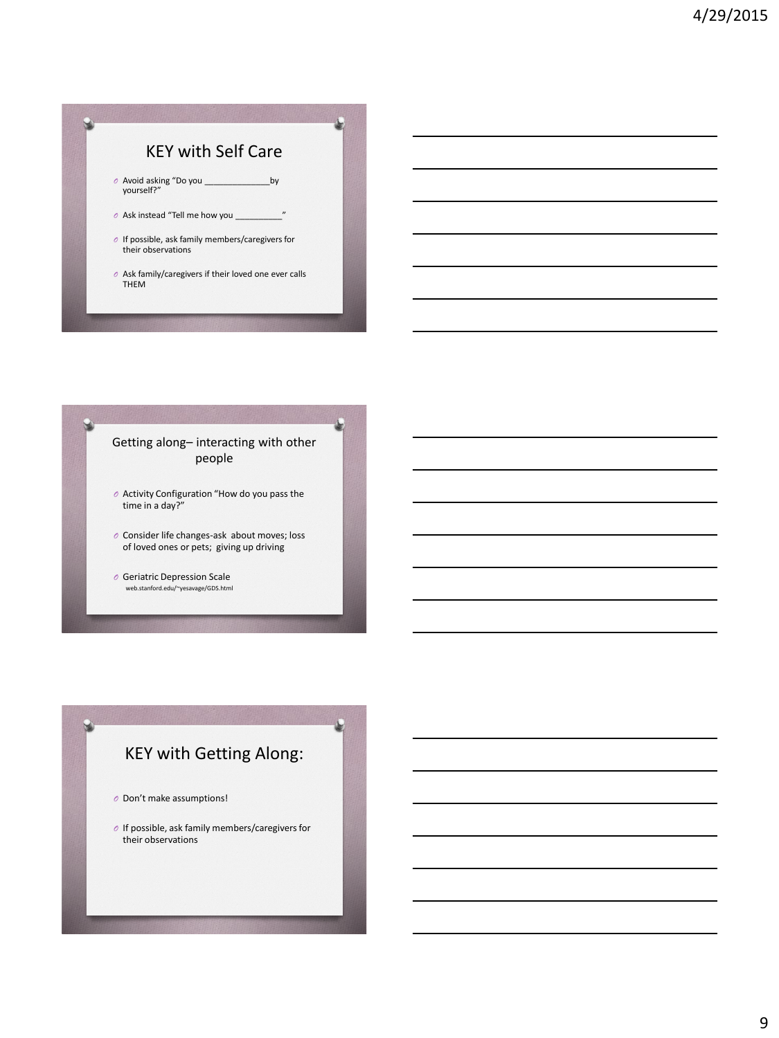## KEY with Self Care

- Avoid asking "Do you ______________by yourself?"
- Ask instead "Tell me how you __________"
- If possible, ask family members/caregivers for their observations
- Ask family/caregivers if their loved one ever calls THEM

## Getting along– interacting with other people

- Activity Configuration "How do you pass the time in a day?"
- Consider life changes-ask about moves; loss of loved ones or pets; giving up driving
- Geriatric Depression Scale
  web.stanford.edu/~yesavage/GDS.html

## KEY with Getting Along:

- Don't make assumptions!
- If possible, ask family members/caregivers for their observations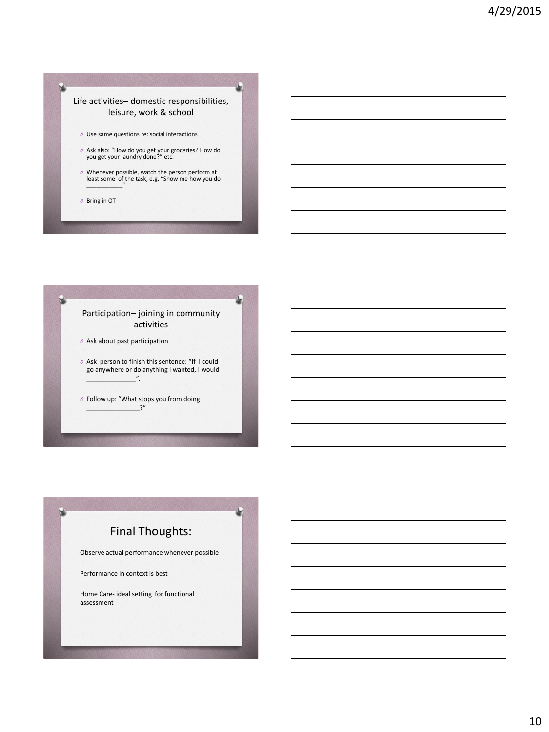## Life activities– domestic responsibilities, leisure, work & school

- Use same questions re: social interactions
- Ask also: "How do you get your groceries? How do you get your laundry done?" etc.
- Whenever possible, watch the person perform at least some of the task, e.g. "Show me how you do ___________"
- Bring in OT

## Participation– joining in community activities

- Ask about past participation
- Ask person to finish this sentence: "If I could go anywhere or do anything I wanted, I would ______________".
- Follow up: "What stops you from doing _______________?"

## Final Thoughts:

Observe actual performance whenever possible

Performance in context is best

Home Care- ideal setting for functional assessment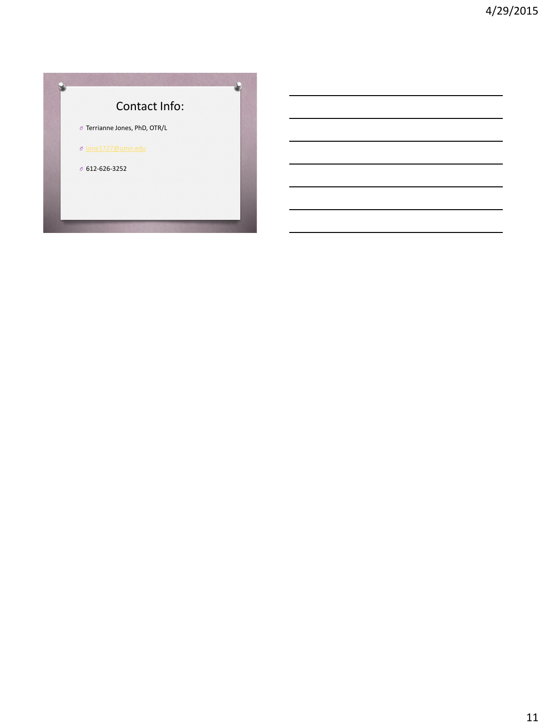## Contact Info:

- Terrianne Jones, PhD, OTR/L
- jone1727@umn.edu
- 612-626-3252